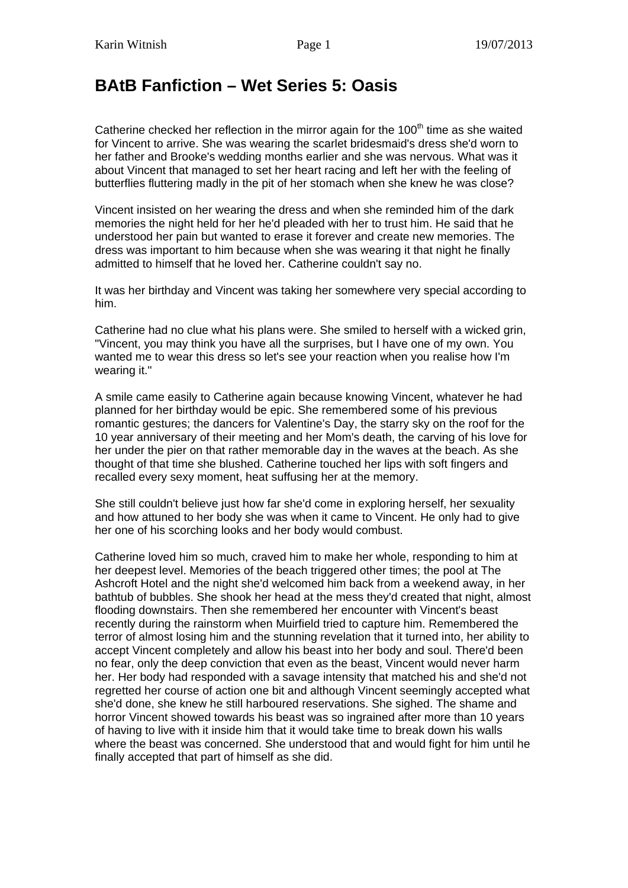# BAtB Fanfiction – Wet Series 5: Oasis

Catherine checked her reflection in the mirror again for the 100th time as she waited for Vincent to arrive. She was wearing the scarlet bridesmaid's dress she'd worn to her father and Brooke's wedding months earlier and she was nervous. What was it about Vincent that managed to set her heart racing and left her with the feeling of butterflies fluttering madly in the pit of her stomach when she knew he was close?

Vincent insisted on her wearing the dress and when she reminded him of the dark memories the night held for her he'd pleaded with her to trust him. He said that he understood her pain but wanted to erase it forever and create new memories. The dress was important to him because when she was wearing it that night he finally admitted to himself that he loved her. Catherine couldn't say no.

It was her birthday and Vincent was taking her somewhere very special according to him.

Catherine had no clue what his plans were. She smiled to herself with a wicked grin, "Vincent, you may think you have all the surprises, but I have one of my own. You wanted me to wear this dress so let's see your reaction when you realise how I'm wearing it."

A smile came easily to Catherine again because knowing Vincent, whatever he had planned for her birthday would be epic. She remembered some of his previous romantic gestures; the dancers for Valentine's Day, the starry sky on the roof for the 10 year anniversary of their meeting and her Mom's death, the carving of his love for her under the pier on that rather memorable day in the waves at the beach. As she thought of that time she blushed. Catherine touched her lips with soft fingers and recalled every sexy moment, heat suffusing her at the memory.

She still couldn't believe just how far she'd come in exploring herself, her sexuality and how attuned to her body she was when it came to Vincent. He only had to give her one of his scorching looks and her body would combust.

Catherine loved him so much, craved him to make her whole, responding to him at her deepest level. Memories of the beach triggered other times; the pool at The Ashcroft Hotel and the night she'd welcomed him back from a weekend away, in her bathtub of bubbles. She shook her head at the mess they'd created that night, almost flooding downstairs. Then she remembered her encounter with Vincent's beast recently during the rainstorm when Muirfield tried to capture him. Remembered the terror of almost losing him and the stunning revelation that it turned into, her ability to accept Vincent completely and allow his beast into her body and soul. There'd been no fear, only the deep conviction that even as the beast, Vincent would never harm her. Her body had responded with a savage intensity that matched his and she'd not regretted her course of action one bit and although Vincent seemingly accepted what she'd done, she knew he still harboured reservations. She sighed. The shame and horror Vincent showed towards his beast was so ingrained after more than 10 years of having to live with it inside him that it would take time to break down his walls where the beast was concerned. She understood that and would fight for him until he finally accepted that part of himself as she did.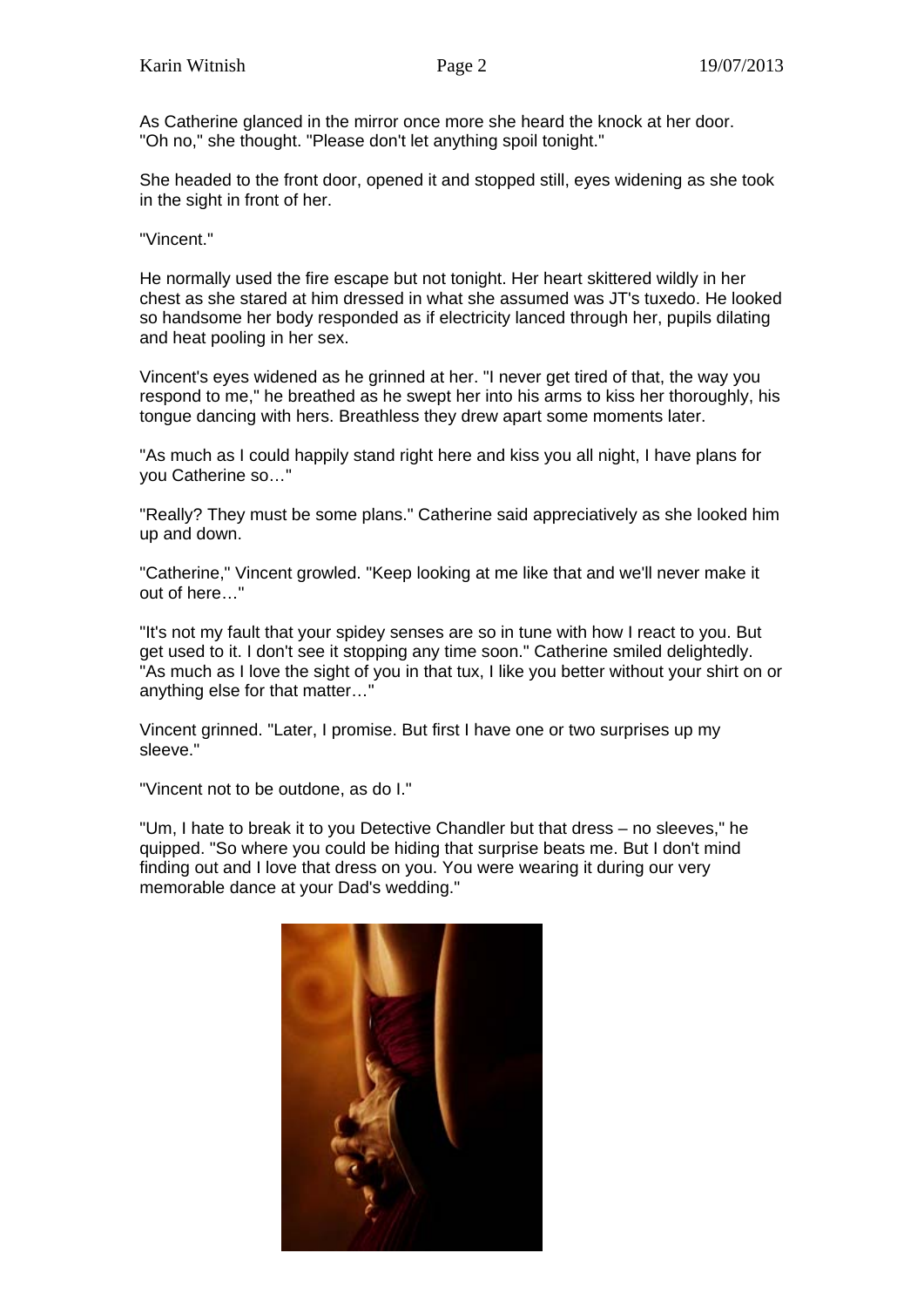As Catherine glanced in the mirror once more she heard the knock at her door. "Oh no," she thought. "Please don't let anything spoil tonight."

She headed to the front door, opened it and stopped still, eyes widening as she took in the sight in front of her.

"Vincent."

He normally used the fire escape but not tonight. Her heart skittered wildly in her chest as she stared at him dressed in what she assumed was JT's tuxedo. He looked so handsome her body responded as if electricity lanced through her, pupils dilating and heat pooling in her sex.

Vincent's eyes widened as he grinned at her. "I never get tired of that, the way you respond to me," he breathed as he swept her into his arms to kiss her thoroughly, his tongue dancing with hers. Breathless they drew apart some moments later.

"As much as I could happily stand right here and kiss you all night, I have plans for you Catherine so…"

"Really? They must be some plans." Catherine said appreciatively as she looked him up and down.

"Catherine," Vincent growled. "Keep looking at me like that and we'll never make it out of here…"

"It's not my fault that your spidey senses are so in tune with how I react to you. But get used to it. I don't see it stopping any time soon." Catherine smiled delightedly. "As much as I love the sight of you in that tux, I like you better without your shirt on or anything else for that matter…"

Vincent grinned. "Later, I promise. But first I have one or two surprises up my sleeve."

"Vincent not to be outdone, as do I."

"Um, I hate to break it to you Detective Chandler but that dress – no sleeves," he quipped. "So where you could be hiding that surprise beats me. But I don't mind finding out and I love that dress on you. You were wearing it during our very memorable dance at your Dad's wedding."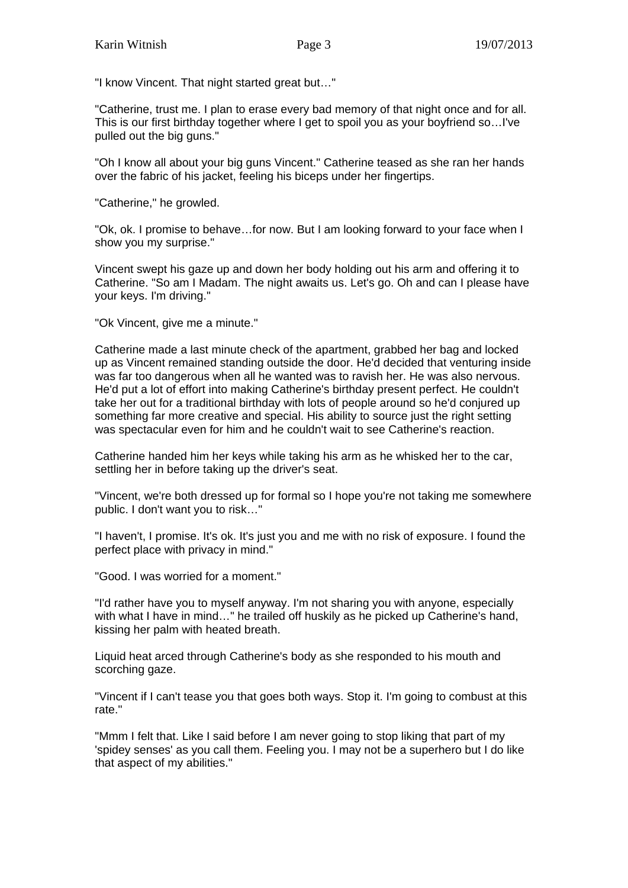"I know Vincent. That night started great but…"

"Catherine, trust me. I plan to erase every bad memory of that night once and for all. This is our first birthday together where I get to spoil you as your boyfriend so…I've pulled out the big guns."

"Oh I know all about your big guns Vincent." Catherine teased as she ran her hands over the fabric of his jacket, feeling his biceps under her fingertips.

"Catherine," he growled.

"Ok, ok. I promise to behave…for now. But I am looking forward to your face when I show you my surprise."

Vincent swept his gaze up and down her body holding out his arm and offering it to Catherine. "So am I Madam. The night awaits us. Let's go. Oh and can I please have your keys. I'm driving."

"Ok Vincent, give me a minute."

Catherine made a last minute check of the apartment, grabbed her bag and locked up as Vincent remained standing outside the door. He'd decided that venturing inside was far too dangerous when all he wanted was to ravish her. He was also nervous. He'd put a lot of effort into making Catherine's birthday present perfect. He couldn't take her out for a traditional birthday with lots of people around so he'd conjured up something far more creative and special. His ability to source just the right setting was spectacular even for him and he couldn't wait to see Catherine's reaction.

Catherine handed him her keys while taking his arm as he whisked her to the car, settling her in before taking up the driver's seat.

"Vincent, we're both dressed up for formal so I hope you're not taking me somewhere public. I don't want you to risk…"

"I haven't, I promise. It's ok. It's just you and me with no risk of exposure. I found the perfect place with privacy in mind."

"Good. I was worried for a moment."

"I'd rather have you to myself anyway. I'm not sharing you with anyone, especially with what I have in mind…" he trailed off huskily as he picked up Catherine's hand, kissing her palm with heated breath.

Liquid heat arced through Catherine's body as she responded to his mouth and scorching gaze.

"Vincent if I can't tease you that goes both ways. Stop it. I'm going to combust at this rate."

"Mmm I felt that. Like I said before I am never going to stop liking that part of my 'spidey senses' as you call them. Feeling you. I may not be a superhero but I do like that aspect of my abilities."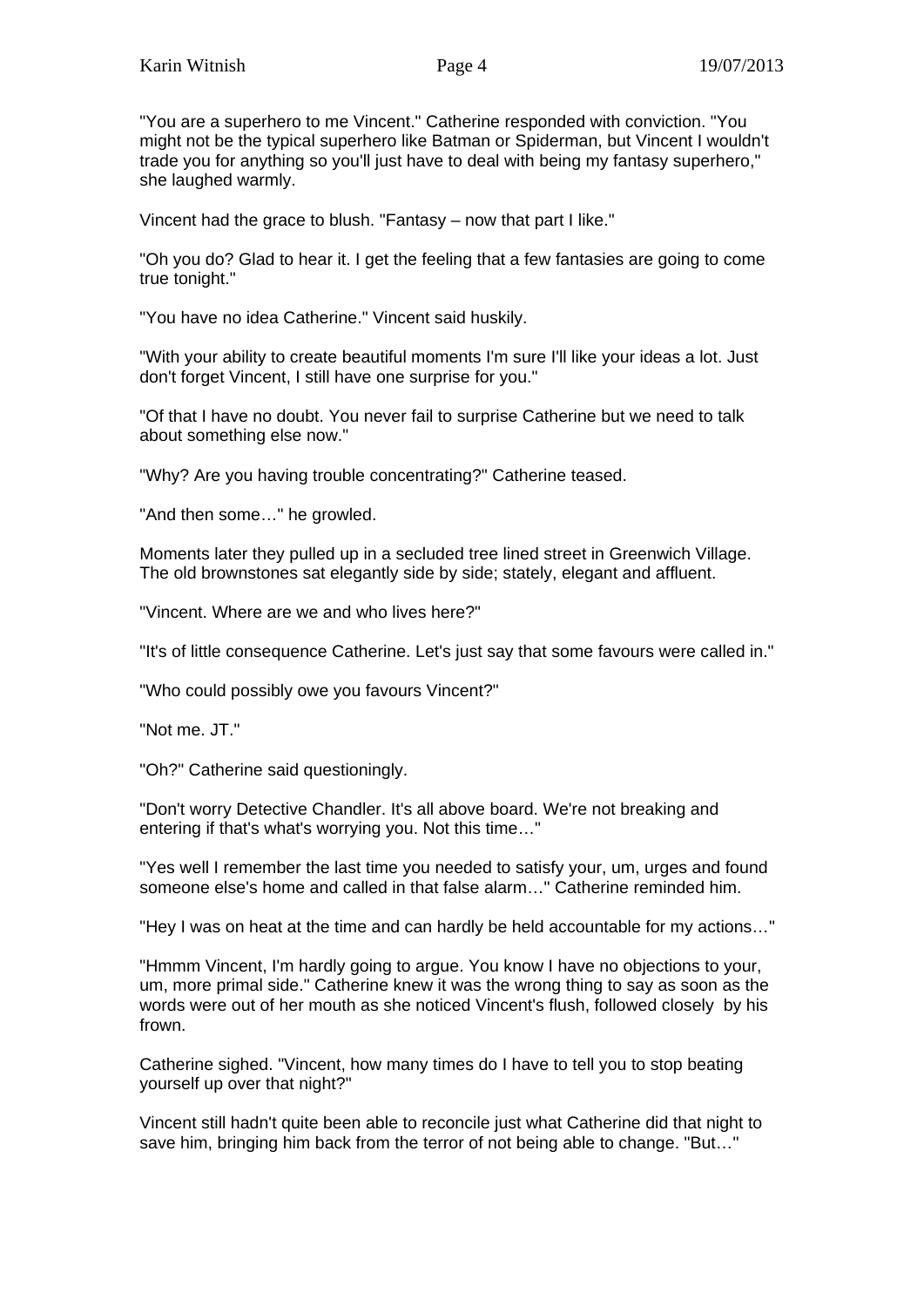"You are a superhero to me Vincent." Catherine responded with conviction. "You might not be the typical superhero like Batman or Spiderman, but Vincent I wouldn't trade you for anything so you'll just have to deal with being my fantasy superhero," she laughed warmly.

Vincent had the grace to blush. "Fantasy – now that part I like."

"Oh you do? Glad to hear it. I get the feeling that a few fantasies are going to come true tonight."

"You have no idea Catherine." Vincent said huskily.

"With your ability to create beautiful moments I'm sure I'll like your ideas a lot. Just don't forget Vincent, I still have one surprise for you."

"Of that I have no doubt. You never fail to surprise Catherine but we need to talk about something else now."

"Why? Are you having trouble concentrating?" Catherine teased.

"And then some…" he growled.

Moments later they pulled up in a secluded tree lined street in Greenwich Village. The old brownstones sat elegantly side by side; stately, elegant and affluent.

"Vincent. Where are we and who lives here?"

"It's of little consequence Catherine. Let's just say that some favours were called in."

"Who could possibly owe you favours Vincent?"

"Not me. JT."

"Oh?" Catherine said questioningly.

"Don't worry Detective Chandler. It's all above board. We're not breaking and entering if that's what's worrying you. Not this time…"

"Yes well I remember the last time you needed to satisfy your, um, urges and found someone else's home and called in that false alarm…" Catherine reminded him.

"Hey I was on heat at the time and can hardly be held accountable for my actions…"

"Hmmm Vincent, I'm hardly going to argue. You know I have no objections to your, um, more primal side." Catherine knew it was the wrong thing to say as soon as the words were out of her mouth as she noticed Vincent's flush, followed closely by his frown.

Catherine sighed. "Vincent, how many times do I have to tell you to stop beating yourself up over that night?"

Vincent still hadn't quite been able to reconcile just what Catherine did that night to save him, bringing him back from the terror of not being able to change. "But…"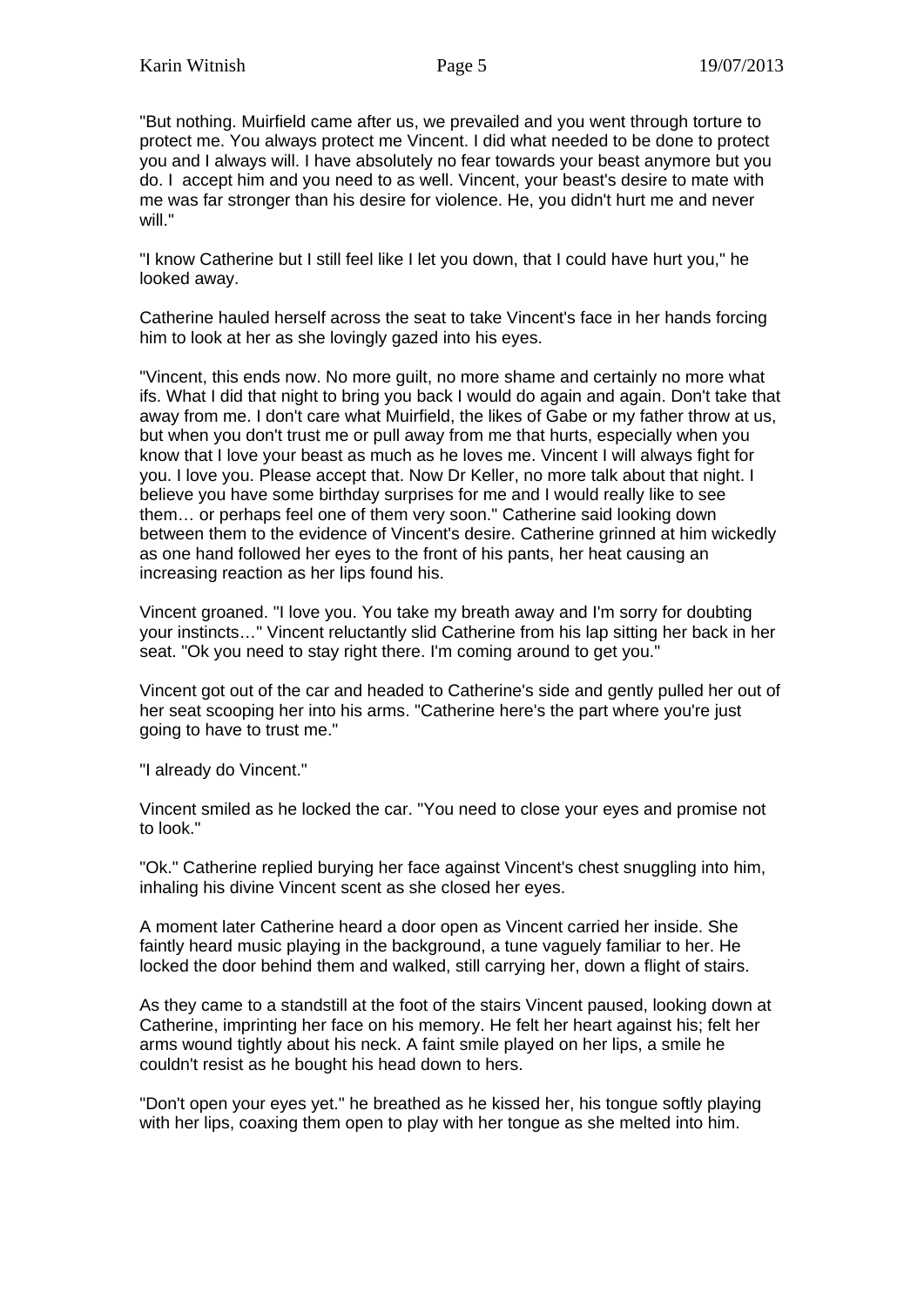"But nothing. Muirfield came after us, we prevailed and you went through torture to protect me. You always protect me Vincent. I did what needed to be done to protect you and I always will. I have absolutely no fear towards your beast anymore but you do. I  accept him and you need to as well. Vincent, your beast's desire to mate with me was far stronger than his desire for violence. He, you didn't hurt me and never will."

"I know Catherine but I still feel like I let you down, that I could have hurt you," he looked away.

Catherine hauled herself across the seat to take Vincent's face in her hands forcing him to look at her as she lovingly gazed into his eyes.

"Vincent, this ends now. No more guilt, no more shame and certainly no more what ifs. What I did that night to bring you back I would do again and again. Don't take that away from me. I don't care what Muirfield, the likes of Gabe or my father throw at us, but when you don't trust me or pull away from me that hurts, especially when you know that I love your beast as much as he loves me. Vincent I will always fight for you. I love you. Please accept that. Now Dr Keller, no more talk about that night. I believe you have some birthday surprises for me and I would really like to see them… or perhaps feel one of them very soon." Catherine said looking down between them to the evidence of Vincent's desire. Catherine grinned at him wickedly as one hand followed her eyes to the front of his pants, her heat causing an increasing reaction as her lips found his.

Vincent groaned. "I love you. You take my breath away and I'm sorry for doubting your instincts…" Vincent reluctantly slid Catherine from his lap sitting her back in her seat. "Ok you need to stay right there. I'm coming around to get you."

Vincent got out of the car and headed to Catherine's side and gently pulled her out of her seat scooping her into his arms. "Catherine here's the part where you're just going to have to trust me."

"I already do Vincent."

Vincent smiled as he locked the car. "You need to close your eyes and promise not to look."

"Ok." Catherine replied burying her face against Vincent's chest snuggling into him, inhaling his divine Vincent scent as she closed her eyes.

A moment later Catherine heard a door open as Vincent carried her inside. She faintly heard music playing in the background, a tune vaguely familiar to her. He locked the door behind them and walked, still carrying her, down a flight of stairs.

As they came to a standstill at the foot of the stairs Vincent paused, looking down at Catherine, imprinting her face on his memory. He felt her heart against his; felt her arms wound tightly about his neck. A faint smile played on her lips, a smile he couldn't resist as he bought his head down to hers.

"Don't open your eyes yet." he breathed as he kissed her, his tongue softly playing with her lips, coaxing them open to play with her tongue as she melted into him.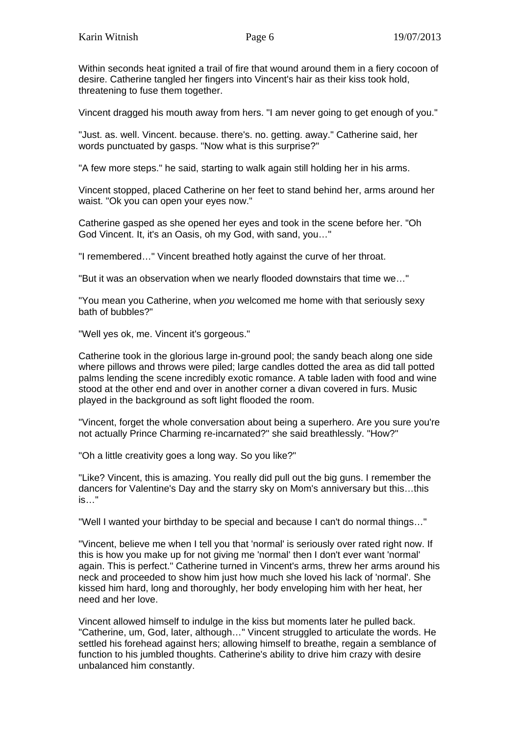Within seconds heat ignited a trail of fire that wound around them in a fiery cocoon of desire. Catherine tangled her fingers into Vincent's hair as their kiss took hold, threatening to fuse them together.

Vincent dragged his mouth away from hers. "I am never going to get enough of you."

"Just. as. well. Vincent. because. there's. no. getting. away." Catherine said, her words punctuated by gasps. "Now what is this surprise?"

"A few more steps." he said, starting to walk again still holding her in his arms.

Vincent stopped, placed Catherine on her feet to stand behind her, arms around her waist. "Ok you can open your eyes now."

Catherine gasped as she opened her eyes and took in the scene before her. "Oh God Vincent. It, it's an Oasis, oh my God, with sand, you…"

"I remembered…" Vincent breathed hotly against the curve of her throat.

"But it was an observation when we nearly flooded downstairs that time we…"

"You mean you Catherine, when *you* welcomed me home with that seriously sexy bath of bubbles?"

"Well yes ok, me. Vincent it's gorgeous."

Catherine took in the glorious large in-ground pool; the sandy beach along one side where pillows and throws were piled; large candles dotted the area as did tall potted palms lending the scene incredibly exotic romance. A table laden with food and wine stood at the other end and over in another corner a divan covered in furs. Music played in the background as soft light flooded the room.

"Vincent, forget the whole conversation about being a superhero. Are you sure you're not actually Prince Charming re-incarnated?" she said breathlessly. "How?"

"Oh a little creativity goes a long way. So you like?"

"Like? Vincent, this is amazing. You really did pull out the big guns. I remember the dancers for Valentine's Day and the starry sky on Mom's anniversary but this…this is…"

"Well I wanted your birthday to be special and because I can't do normal things…"

"Vincent, believe me when I tell you that 'normal' is seriously over rated right now. If this is how you make up for not giving me 'normal' then I don't ever want 'normal' again. This is perfect." Catherine turned in Vincent's arms, threw her arms around his neck and proceeded to show him just how much she loved his lack of 'normal'. She kissed him hard, long and thoroughly, her body enveloping him with her heat, her need and her love.

Vincent allowed himself to indulge in the kiss but moments later he pulled back. "Catherine, um, God, later, although…" Vincent struggled to articulate the words. He settled his forehead against hers; allowing himself to breathe, regain a semblance of function to his jumbled thoughts. Catherine's ability to drive him crazy with desire unbalanced him constantly.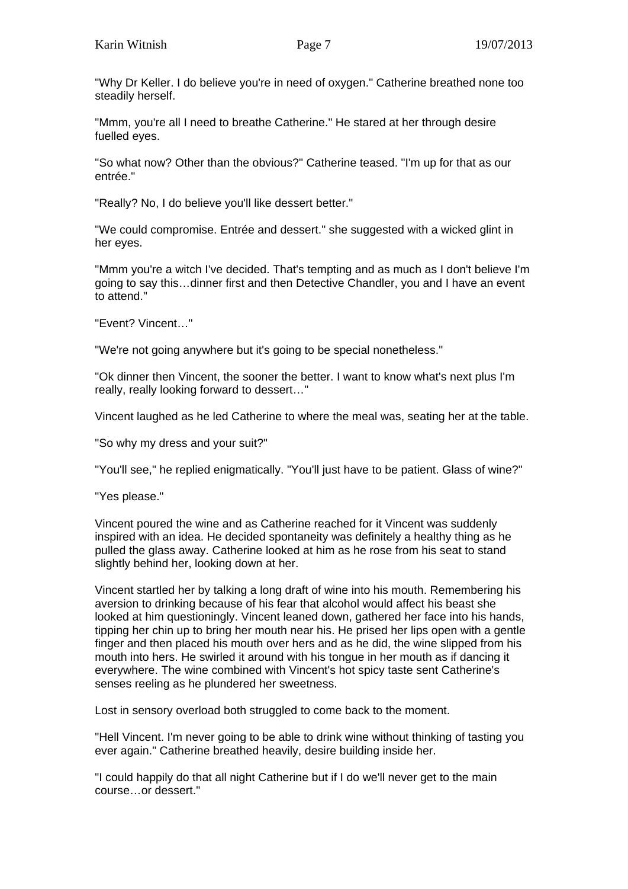"Why Dr Keller. I do believe you're in need of oxygen." Catherine breathed none too steadily herself.

"Mmm, you're all I need to breathe Catherine." He stared at her through desire fuelled eyes.

"So what now? Other than the obvious?" Catherine teased. "I'm up for that as our entrée."

"Really? No, I do believe you'll like dessert better."

"We could compromise. Entrée and dessert." she suggested with a wicked glint in her eyes.

"Mmm you're a witch I've decided. That's tempting and as much as I don't believe I'm going to say this…dinner first and then Detective Chandler, you and I have an event to attend."

"Event? Vincent…"

"We're not going anywhere but it's going to be special nonetheless."

"Ok dinner then Vincent, the sooner the better. I want to know what's next plus I'm really, really looking forward to dessert…"

Vincent laughed as he led Catherine to where the meal was, seating her at the table.

"So why my dress and your suit?"

"You'll see," he replied enigmatically. "You'll just have to be patient. Glass of wine?"

"Yes please."

Vincent poured the wine and as Catherine reached for it Vincent was suddenly inspired with an idea. He decided spontaneity was definitely a healthy thing as he pulled the glass away. Catherine looked at him as he rose from his seat to stand slightly behind her, looking down at her.

Vincent startled her by talking a long draft of wine into his mouth. Remembering his aversion to drinking because of his fear that alcohol would affect his beast she looked at him questioningly. Vincent leaned down, gathered her face into his hands, tipping her chin up to bring her mouth near his. He prised her lips open with a gentle finger and then placed his mouth over hers and as he did, the wine slipped from his mouth into hers. He swirled it around with his tongue in her mouth as if dancing it everywhere. The wine combined with Vincent's hot spicy taste sent Catherine's senses reeling as he plundered her sweetness.

Lost in sensory overload both struggled to come back to the moment.

"Hell Vincent. I'm never going to be able to drink wine without thinking of tasting you ever again." Catherine breathed heavily, desire building inside her.

"I could happily do that all night Catherine but if I do we'll never get to the main course…or dessert."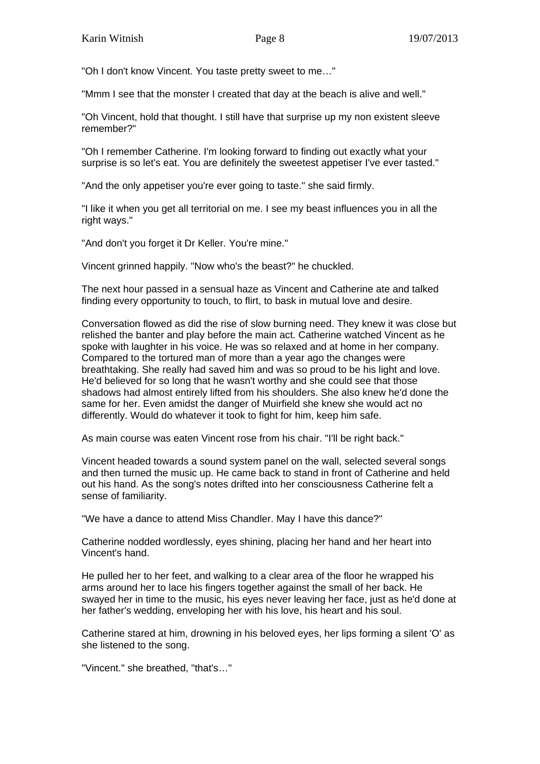"Oh I don't know Vincent. You taste pretty sweet to me…"

"Mmm I see that the monster I created that day at the beach is alive and well."

"Oh Vincent, hold that thought. I still have that surprise up my non existent sleeve remember?"

"Oh I remember Catherine. I'm looking forward to finding out exactly what your surprise is so let's eat. You are definitely the sweetest appetiser I've ever tasted."

"And the only appetiser you're ever going to taste." she said firmly.

"I like it when you get all territorial on me. I see my beast influences you in all the right ways."

"And don't you forget it Dr Keller. You're mine."

Vincent grinned happily. "Now who's the beast?" he chuckled.

The next hour passed in a sensual haze as Vincent and Catherine ate and talked finding every opportunity to touch, to flirt, to bask in mutual love and desire.

Conversation flowed as did the rise of slow burning need. They knew it was close but relished the banter and play before the main act. Catherine watched Vincent as he spoke with laughter in his voice. He was so relaxed and at home in her company. Compared to the tortured man of more than a year ago the changes were breathtaking. She really had saved him and was so proud to be his light and love. He'd believed for so long that he wasn't worthy and she could see that those shadows had almost entirely lifted from his shoulders. She also knew he'd done the same for her. Even amidst the danger of Muirfield she knew she would act no differently. Would do whatever it took to fight for him, keep him safe.

As main course was eaten Vincent rose from his chair. "I'll be right back."

Vincent headed towards a sound system panel on the wall, selected several songs and then turned the music up. He came back to stand in front of Catherine and held out his hand. As the song's notes drifted into her consciousness Catherine felt a sense of familiarity.

"We have a dance to attend Miss Chandler. May I have this dance?"

Catherine nodded wordlessly, eyes shining, placing her hand and her heart into Vincent's hand.

He pulled her to her feet, and walking to a clear area of the floor he wrapped his arms around her to lace his fingers together against the small of her back. He swayed her in time to the music, his eyes never leaving her face, just as he'd done at her father's wedding, enveloping her with his love, his heart and his soul.

Catherine stared at him, drowning in his beloved eyes, her lips forming a silent 'O' as she listened to the song.

"Vincent." she breathed, "that's…"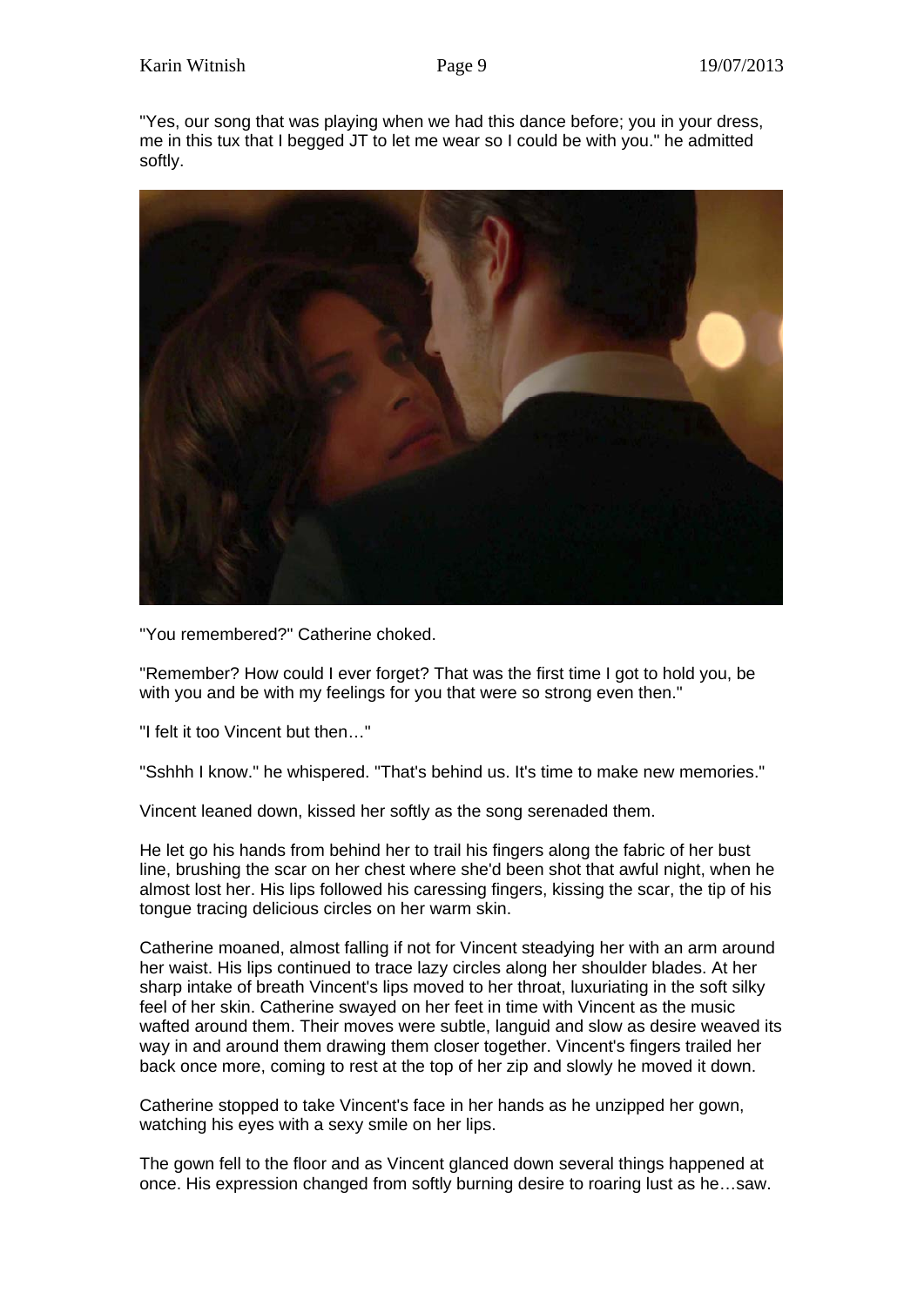"Yes, our song that was playing when we had this dance before; you in your dress, me in this tux that I begged JT to let me wear so I could be with you." he admitted softly.

"You remembered?" Catherine choked.

"Remember? How could I ever forget? That was the first time I got to hold you, be with you and be with my feelings for you that were so strong even then."

"I felt it too Vincent but then…"

"Sshhh I know." he whispered. "That's behind us. It's time to make new memories."

Vincent leaned down, kissed her softly as the song serenaded them.

He let go his hands from behind her to trail his fingers along the fabric of her bust line, brushing the scar on her chest where she'd been shot that awful night, when he almost lost her. His lips followed his caressing fingers, kissing the scar, the tip of his tongue tracing delicious circles on her warm skin.

Catherine moaned, almost falling if not for Vincent steadying her with an arm around her waist. His lips continued to trace lazy circles along her shoulder blades. At her sharp intake of breath Vincent's lips moved to her throat, luxuriating in the soft silky feel of her skin. Catherine swayed on her feet in time with Vincent as the music wafted around them. Their moves were subtle, languid and slow as desire weaved its way in and around them drawing them closer together. Vincent's fingers trailed her back once more, coming to rest at the top of her zip and slowly he moved it down.

Catherine stopped to take Vincent's face in her hands as he unzipped her gown, watching his eyes with a sexy smile on her lips.

The gown fell to the floor and as Vincent glanced down several things happened at once. His expression changed from softly burning desire to roaring lust as he…saw.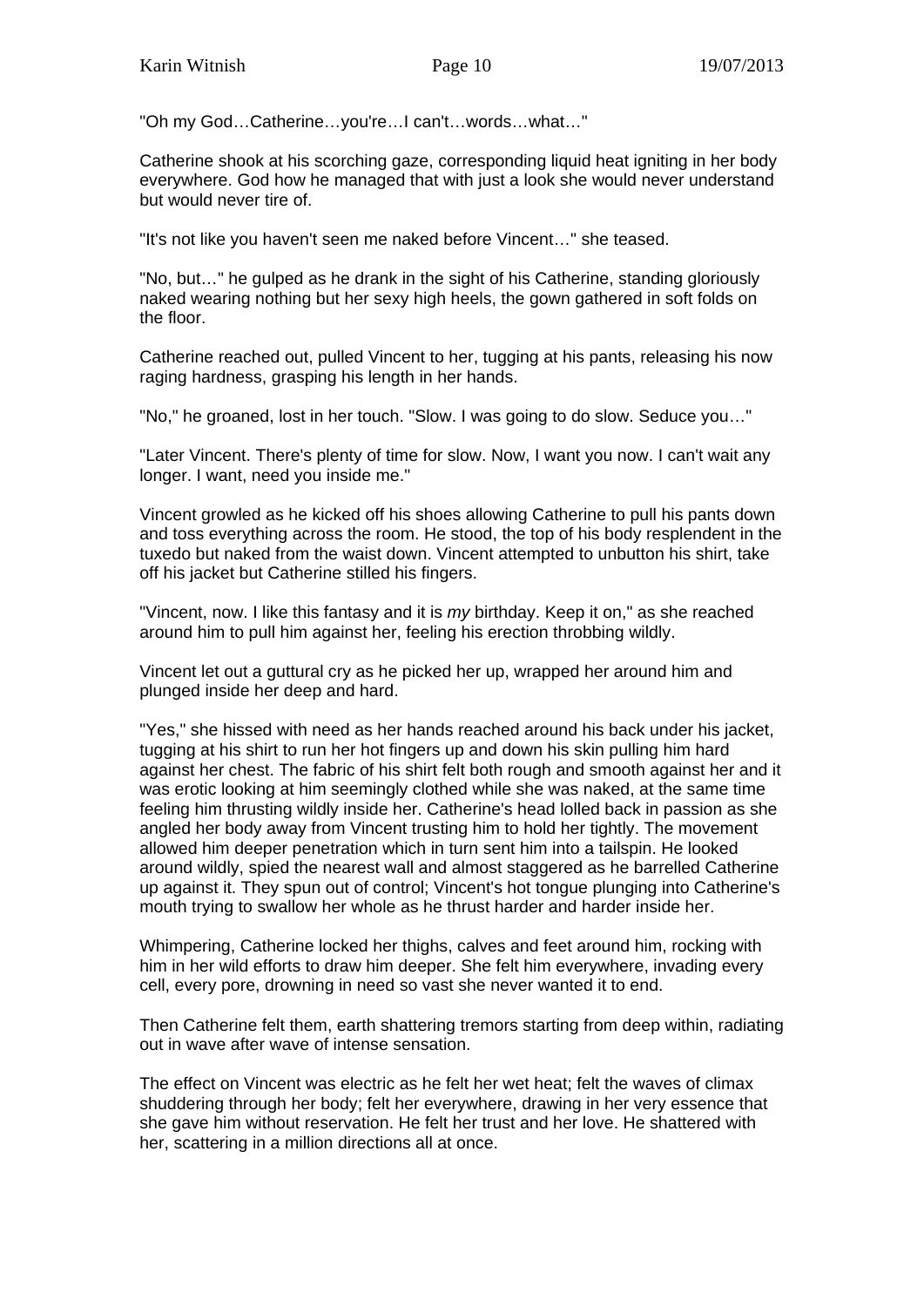"Oh my God…Catherine…you're…I can't…words…what…"

Catherine shook at his scorching gaze, corresponding liquid heat igniting in her body everywhere. God how he managed that with just a look she would never understand but would never tire of.

"It's not like you haven't seen me naked before Vincent…" she teased.

"No, but…" he gulped as he drank in the sight of his Catherine, standing gloriously naked wearing nothing but her sexy high heels, the gown gathered in soft folds on the floor.

Catherine reached out, pulled Vincent to her, tugging at his pants, releasing his now raging hardness, grasping his length in her hands.

"No," he groaned, lost in her touch. "Slow. I was going to do slow. Seduce you…"

"Later Vincent. There's plenty of time for slow. Now, I want you now. I can't wait any longer. I want, need you inside me."

Vincent growled as he kicked off his shoes allowing Catherine to pull his pants down and toss everything across the room. He stood, the top of his body resplendent in the tuxedo but naked from the waist down. Vincent attempted to unbutton his shirt, take off his jacket but Catherine stilled his fingers.

"Vincent, now. I like this fantasy and it is *my* birthday. Keep it on," as she reached around him to pull him against her, feeling his erection throbbing wildly.

Vincent let out a guttural cry as he picked her up, wrapped her around him and plunged inside her deep and hard.

"Yes," she hissed with need as her hands reached around his back under his jacket, tugging at his shirt to run her hot fingers up and down his skin pulling him hard against her chest. The fabric of his shirt felt both rough and smooth against her and it was erotic looking at him seemingly clothed while she was naked, at the same time feeling him thrusting wildly inside her. Catherine's head lolled back in passion as she angled her body away from Vincent trusting him to hold her tightly. The movement allowed him deeper penetration which in turn sent him into a tailspin. He looked around wildly, spied the nearest wall and almost staggered as he barrelled Catherine up against it. They spun out of control; Vincent's hot tongue plunging into Catherine's mouth trying to swallow her whole as he thrust harder and harder inside her.

Whimpering, Catherine locked her thighs, calves and feet around him, rocking with him in her wild efforts to draw him deeper. She felt him everywhere, invading every cell, every pore, drowning in need so vast she never wanted it to end.

Then Catherine felt them, earth shattering tremors starting from deep within, radiating out in wave after wave of intense sensation.

The effect on Vincent was electric as he felt her wet heat; felt the waves of climax shuddering through her body; felt her everywhere, drawing in her very essence that she gave him without reservation. He felt her trust and her love. He shattered with her, scattering in a million directions all at once.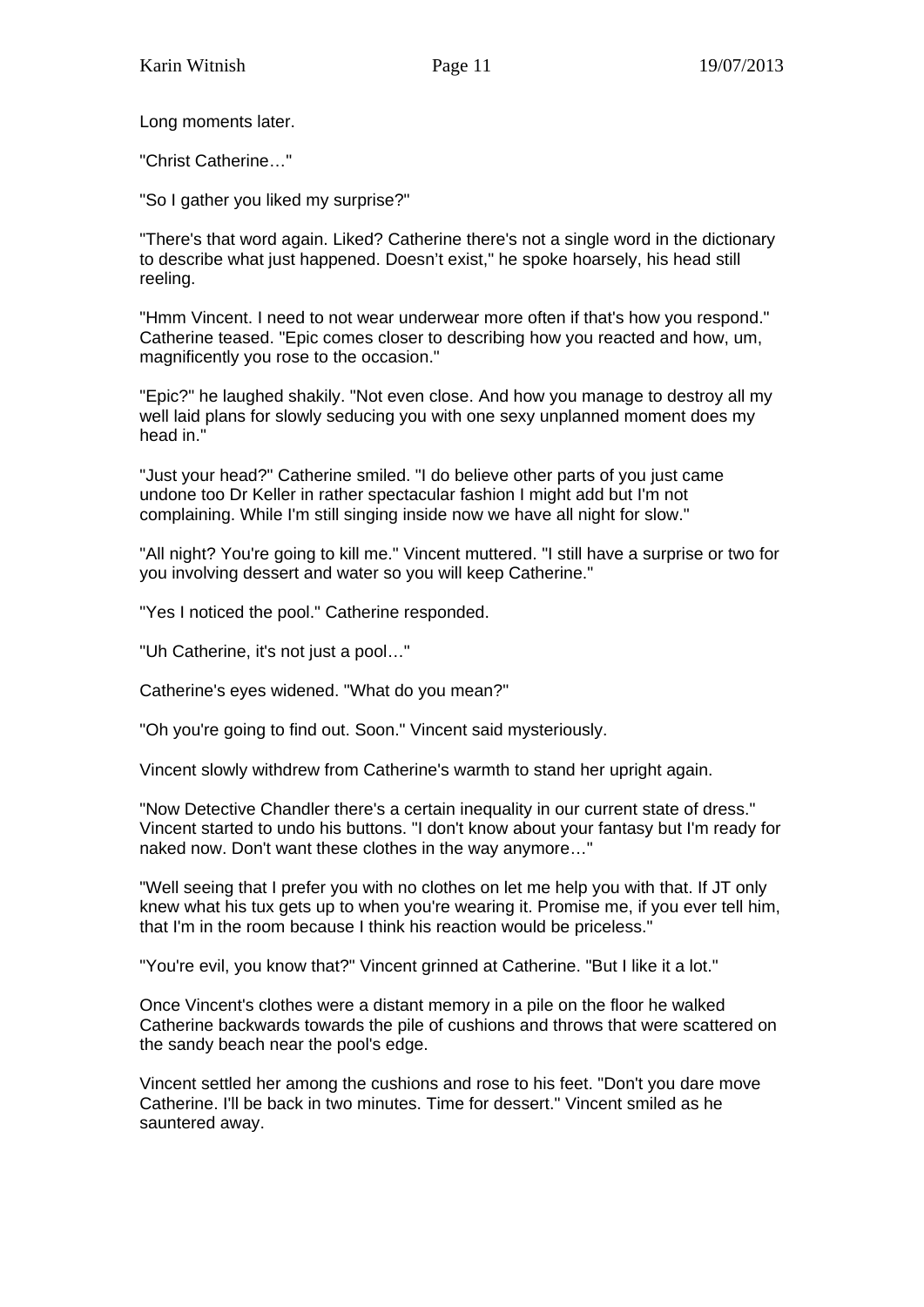Long moments later.

"Christ Catherine…"

"So I gather you liked my surprise?"

"There's that word again. Liked? Catherine there's not a single word in the dictionary to describe what just happened. Doesn't exist," he spoke hoarsely, his head still reeling.

"Hmm Vincent. I need to not wear underwear more often if that's how you respond." Catherine teased. "Epic comes closer to describing how you reacted and how, um, magnificently you rose to the occasion."

"Epic?" he laughed shakily. "Not even close. And how you manage to destroy all my well laid plans for slowly seducing you with one sexy unplanned moment does my head in."

"Just your head?" Catherine smiled. "I do believe other parts of you just came undone too Dr Keller in rather spectacular fashion I might add but I'm not complaining. While I'm still singing inside now we have all night for slow."

"All night? You're going to kill me." Vincent muttered. "I still have a surprise or two for you involving dessert and water so you will keep Catherine."

"Yes I noticed the pool." Catherine responded.

"Uh Catherine, it's not just a pool…"

Catherine's eyes widened. "What do you mean?"

"Oh you're going to find out. Soon." Vincent said mysteriously.

Vincent slowly withdrew from Catherine's warmth to stand her upright again.

"Now Detective Chandler there's a certain inequality in our current state of dress." Vincent started to undo his buttons. "I don't know about your fantasy but I'm ready for naked now. Don't want these clothes in the way anymore…"

"Well seeing that I prefer you with no clothes on let me help you with that. If JT only knew what his tux gets up to when you're wearing it. Promise me, if you ever tell him, that I'm in the room because I think his reaction would be priceless."

"You're evil, you know that?" Vincent grinned at Catherine. "But I like it a lot."

Once Vincent's clothes were a distant memory in a pile on the floor he walked Catherine backwards towards the pile of cushions and throws that were scattered on the sandy beach near the pool's edge.

Vincent settled her among the cushions and rose to his feet. "Don't you dare move Catherine. I'll be back in two minutes. Time for dessert." Vincent smiled as he sauntered away.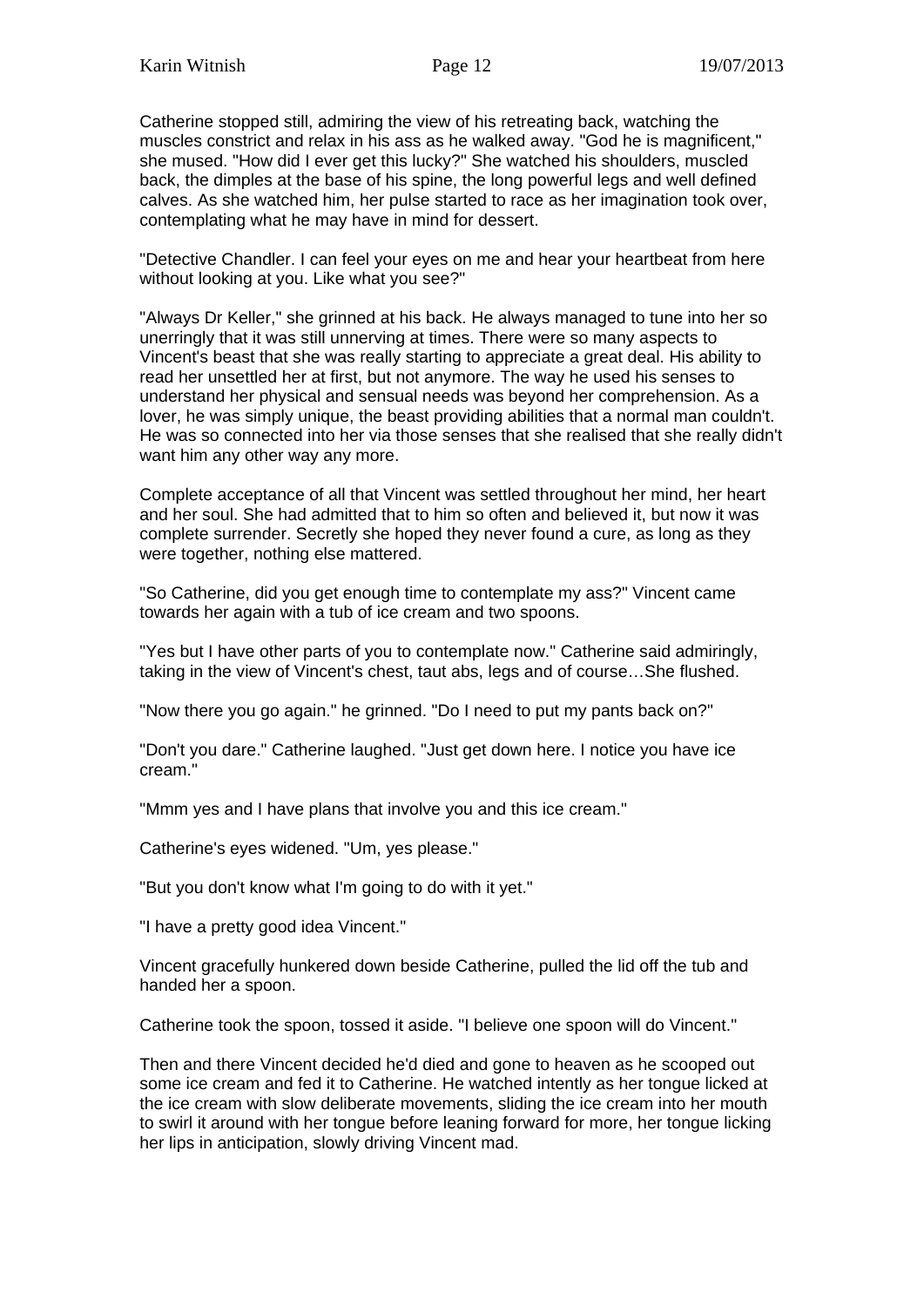Catherine stopped still, admiring the view of his retreating back, watching the muscles constrict and relax in his ass as he walked away. "God he is magnificent," she mused. "How did I ever get this lucky?" She watched his shoulders, muscled back, the dimples at the base of his spine, the long powerful legs and well defined calves. As she watched him, her pulse started to race as her imagination took over, contemplating what he may have in mind for dessert.

"Detective Chandler. I can feel your eyes on me and hear your heartbeat from here without looking at you. Like what you see?"

"Always Dr Keller," she grinned at his back. He always managed to tune into her so unerringly that it was still unnerving at times. There were so many aspects to Vincent's beast that she was really starting to appreciate a great deal. His ability to read her unsettled her at first, but not anymore. The way he used his senses to understand her physical and sensual needs was beyond her comprehension. As a lover, he was simply unique, the beast providing abilities that a normal man couldn't. He was so connected into her via those senses that she realised that she really didn't want him any other way any more.

Complete acceptance of all that Vincent was settled throughout her mind, her heart and her soul. She had admitted that to him so often and believed it, but now it was complete surrender. Secretly she hoped they never found a cure, as long as they were together, nothing else mattered.

"So Catherine, did you get enough time to contemplate my ass?" Vincent came towards her again with a tub of ice cream and two spoons.

"Yes but I have other parts of you to contemplate now." Catherine said admiringly, taking in the view of Vincent's chest, taut abs, legs and of course…She flushed.

"Now there you go again." he grinned. "Do I need to put my pants back on?"

"Don't you dare." Catherine laughed. "Just get down here. I notice you have ice cream."

"Mmm yes and I have plans that involve you and this ice cream."

Catherine's eyes widened. "Um, yes please."

"But you don't know what I'm going to do with it yet."

"I have a pretty good idea Vincent."

Vincent gracefully hunkered down beside Catherine, pulled the lid off the tub and handed her a spoon.

Catherine took the spoon, tossed it aside. "I believe one spoon will do Vincent."

Then and there Vincent decided he'd died and gone to heaven as he scooped out some ice cream and fed it to Catherine. He watched intently as her tongue licked at the ice cream with slow deliberate movements, sliding the ice cream into her mouth to swirl it around with her tongue before leaning forward for more, her tongue licking her lips in anticipation, slowly driving Vincent mad.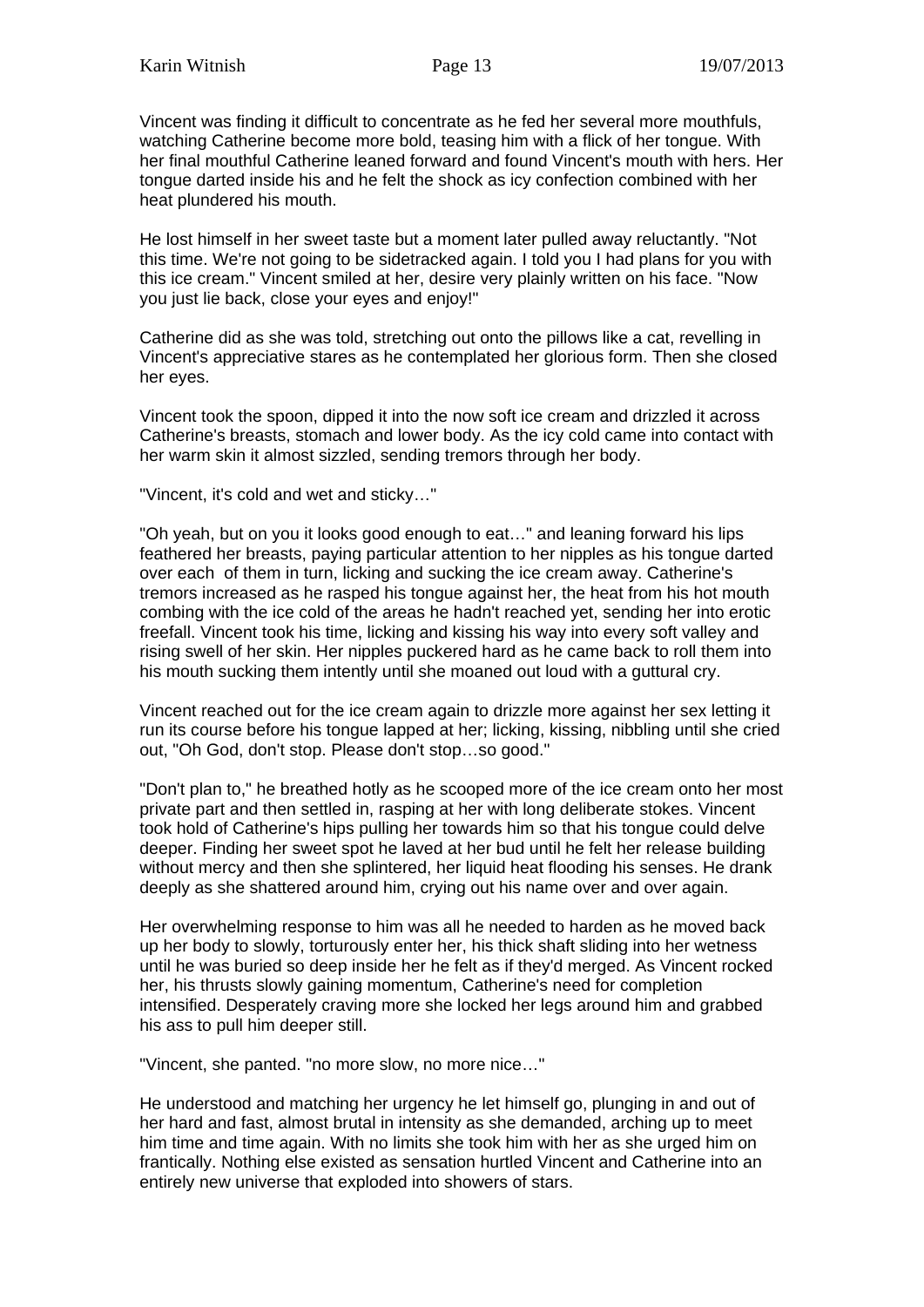Vincent was finding it difficult to concentrate as he fed her several more mouthfuls, watching Catherine become more bold, teasing him with a flick of her tongue. With her final mouthful Catherine leaned forward and found Vincent's mouth with hers. Her tongue darted inside his and he felt the shock as icy confection combined with her heat plundered his mouth.

He lost himself in her sweet taste but a moment later pulled away reluctantly. "Not this time. We're not going to be sidetracked again. I told you I had plans for you with this ice cream." Vincent smiled at her, desire very plainly written on his face. "Now you just lie back, close your eyes and enjoy!"

Catherine did as she was told, stretching out onto the pillows like a cat, revelling in Vincent's appreciative stares as he contemplated her glorious form. Then she closed her eyes.

Vincent took the spoon, dipped it into the now soft ice cream and drizzled it across Catherine's breasts, stomach and lower body. As the icy cold came into contact with her warm skin it almost sizzled, sending tremors through her body.

"Vincent, it's cold and wet and sticky…"

"Oh yeah, but on you it looks good enough to eat…" and leaning forward his lips feathered her breasts, paying particular attention to her nipples as his tongue darted over each of them in turn, licking and sucking the ice cream away. Catherine's tremors increased as he rasped his tongue against her, the heat from his hot mouth combing with the ice cold of the areas he hadn't reached yet, sending her into erotic freefall. Vincent took his time, licking and kissing his way into every soft valley and rising swell of her skin. Her nipples puckered hard as he came back to roll them into his mouth sucking them intently until she moaned out loud with a guttural cry.

Vincent reached out for the ice cream again to drizzle more against her sex letting it run its course before his tongue lapped at her; licking, kissing, nibbling until she cried out, "Oh God, don't stop. Please don't stop…so good."

"Don't plan to," he breathed hotly as he scooped more of the ice cream onto her most private part and then settled in, rasping at her with long deliberate stokes. Vincent took hold of Catherine's hips pulling her towards him so that his tongue could delve deeper. Finding her sweet spot he laved at her bud until he felt her release building without mercy and then she splintered, her liquid heat flooding his senses. He drank deeply as she shattered around him, crying out his name over and over again.

Her overwhelming response to him was all he needed to harden as he moved back up her body to slowly, torturously enter her, his thick shaft sliding into her wetness until he was buried so deep inside her he felt as if they'd merged. As Vincent rocked her, his thrusts slowly gaining momentum, Catherine's need for completion intensified. Desperately craving more she locked her legs around him and grabbed his ass to pull him deeper still.

"Vincent, she panted. "no more slow, no more nice…"

He understood and matching her urgency he let himself go, plunging in and out of her hard and fast, almost brutal in intensity as she demanded, arching up to meet him time and time again. With no limits she took him with her as she urged him on frantically. Nothing else existed as sensation hurtled Vincent and Catherine into an entirely new universe that exploded into showers of stars.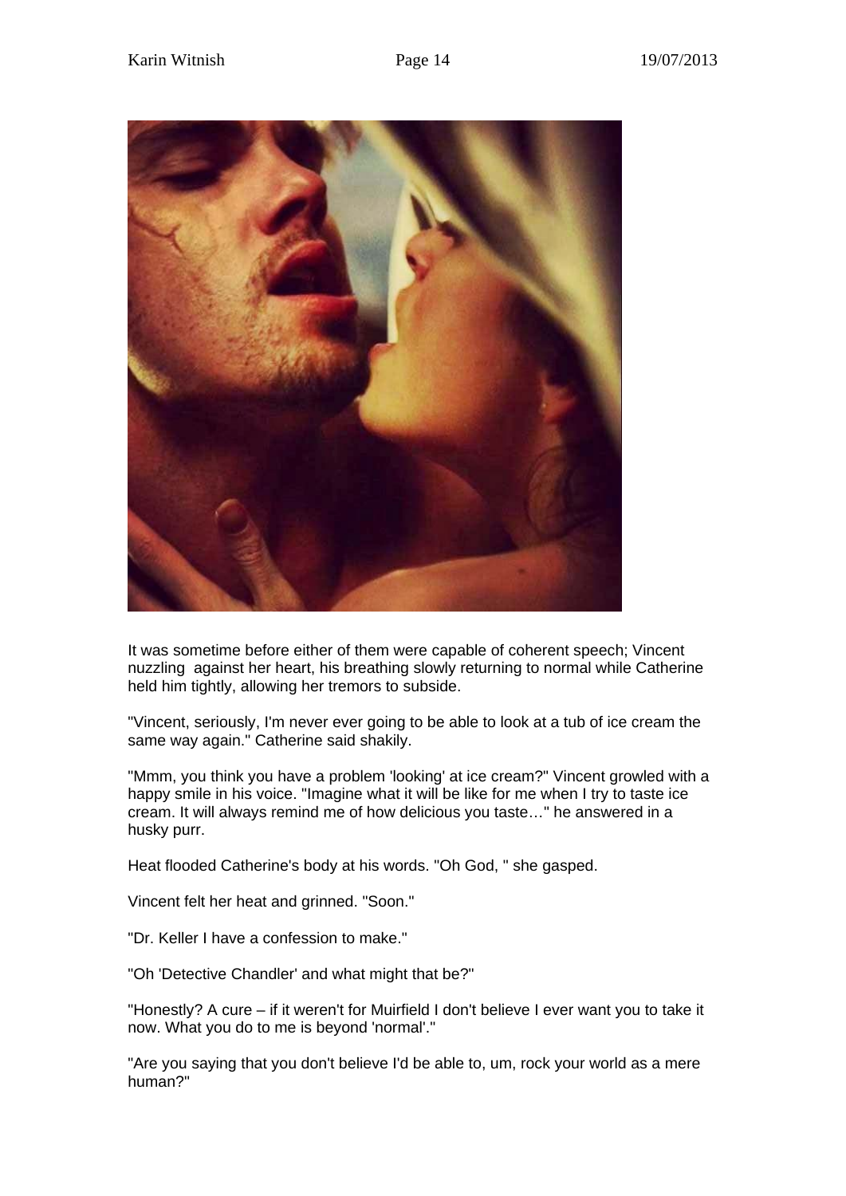It was sometime before either of them were capable of coherent speech; Vincent nuzzling against her heart, his breathing slowly returning to normal while Catherine held him tightly, allowing her tremors to subside.

"Vincent, seriously, I'm never ever going to be able to look at a tub of ice cream the same way again." Catherine said shakily.

"Mmm, you think you have a problem 'looking' at ice cream?" Vincent growled with a happy smile in his voice. "Imagine what it will be like for me when I try to taste ice cream. It will always remind me of how delicious you taste…" he answered in a husky purr.

Heat flooded Catherine's body at his words. "Oh God, " she gasped.

Vincent felt her heat and grinned. "Soon."

"Dr. Keller I have a confession to make."

"Oh 'Detective Chandler' and what might that be?"

"Honestly? A cure – if it weren't for Muirfield I don't believe I ever want you to take it now. What you do to me is beyond 'normal'."

"Are you saying that you don't believe I'd be able to, um, rock your world as a mere human?"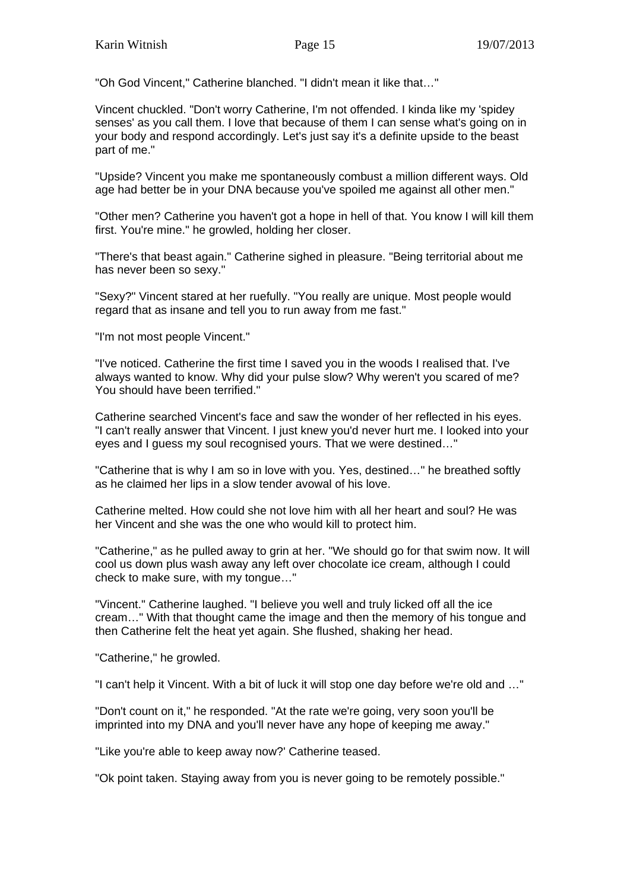"Oh God Vincent," Catherine blanched. "I didn't mean it like that…"

Vincent chuckled. "Don't worry Catherine, I'm not offended. I kinda like my 'spidey senses' as you call them. I love that because of them I can sense what's going on in your body and respond accordingly. Let's just say it's a definite upside to the beast part of me."

"Upside? Vincent you make me spontaneously combust a million different ways. Old age had better be in your DNA because you've spoiled me against all other men."

"Other men? Catherine you haven't got a hope in hell of that. You know I will kill them first. You're mine." he growled, holding her closer.

"There's that beast again." Catherine sighed in pleasure. "Being territorial about me has never been so sexy."

"Sexy?" Vincent stared at her ruefully. "You really are unique. Most people would regard that as insane and tell you to run away from me fast."

"I'm not most people Vincent."

"I've noticed. Catherine the first time I saved you in the woods I realised that. I've always wanted to know. Why did your pulse slow? Why weren't you scared of me? You should have been terrified."

Catherine searched Vincent's face and saw the wonder of her reflected in his eyes. "I can't really answer that Vincent. I just knew you'd never hurt me. I looked into your eyes and I guess my soul recognised yours. That we were destined…"

"Catherine that is why I am so in love with you. Yes, destined…" he breathed softly as he claimed her lips in a slow tender avowal of his love.

Catherine melted. How could she not love him with all her heart and soul? He was her Vincent and she was the one who would kill to protect him.

"Catherine," as he pulled away to grin at her. "We should go for that swim now. It will cool us down plus wash away any left over chocolate ice cream, although I could check to make sure, with my tongue…"

"Vincent." Catherine laughed. "I believe you well and truly licked off all the ice cream…" With that thought came the image and then the memory of his tongue and then Catherine felt the heat yet again. She flushed, shaking her head.

"Catherine," he growled.

"I can't help it Vincent. With a bit of luck it will stop one day before we're old and …"

"Don't count on it," he responded. "At the rate we're going, very soon you'll be imprinted into my DNA and you'll never have any hope of keeping me away."

"Like you're able to keep away now?' Catherine teased.

"Ok point taken. Staying away from you is never going to be remotely possible."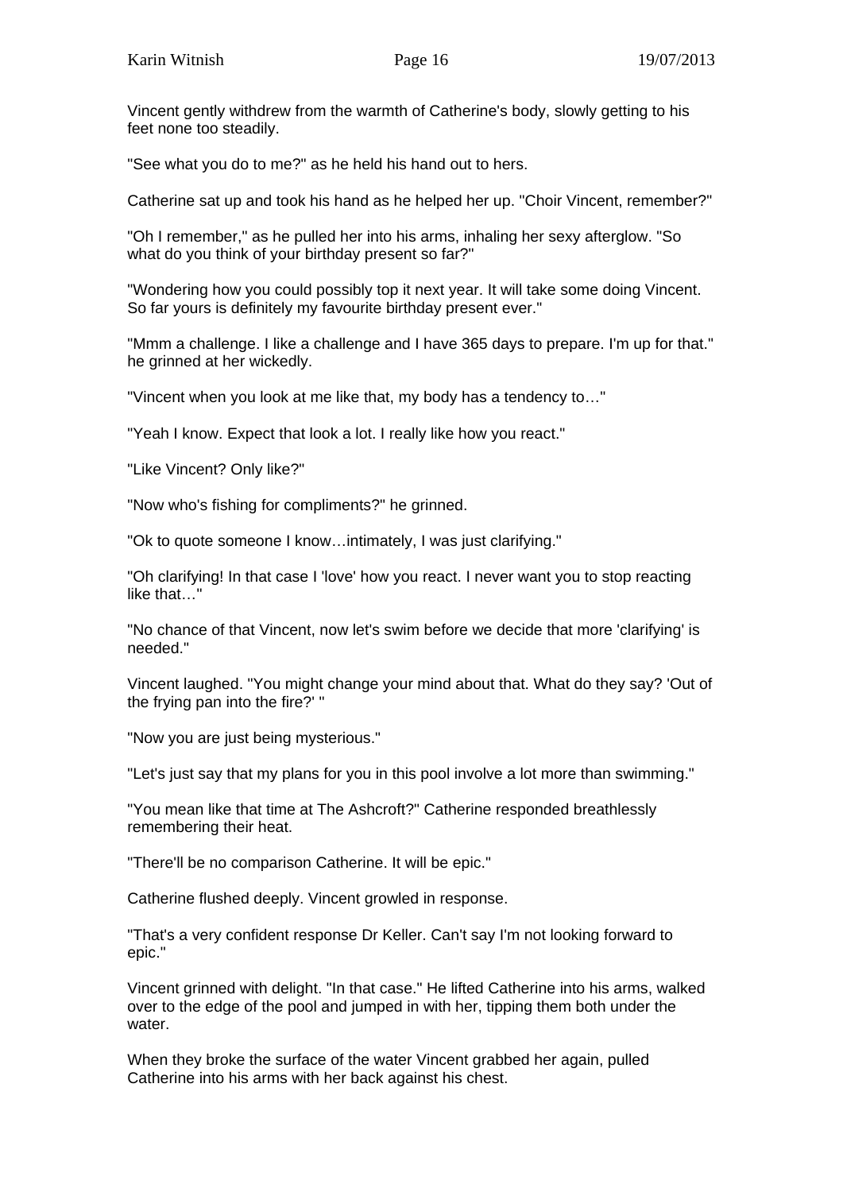Vincent gently withdrew from the warmth of Catherine's body, slowly getting to his feet none too steadily.

"See what you do to me?" as he held his hand out to hers.

Catherine sat up and took his hand as he helped her up. "Choir Vincent, remember?"

"Oh I remember," as he pulled her into his arms, inhaling her sexy afterglow. "So what do you think of your birthday present so far?"

"Wondering how you could possibly top it next year. It will take some doing Vincent. So far yours is definitely my favourite birthday present ever."

"Mmm a challenge. I like a challenge and I have 365 days to prepare. I'm up for that." he grinned at her wickedly.

"Vincent when you look at me like that, my body has a tendency to…"

"Yeah I know. Expect that look a lot. I really like how you react."

"Like Vincent? Only like?"

"Now who's fishing for compliments?" he grinned.

"Ok to quote someone I know…intimately, I was just clarifying."

"Oh clarifying! In that case I 'love' how you react. I never want you to stop reacting like that…"

"No chance of that Vincent, now let's swim before we decide that more 'clarifying' is needed."

Vincent laughed. "You might change your mind about that. What do they say? 'Out of the frying pan into the fire?' "

"Now you are just being mysterious."

"Let's just say that my plans for you in this pool involve a lot more than swimming."

"You mean like that time at The Ashcroft?" Catherine responded breathlessly remembering their heat.

"There'll be no comparison Catherine. It will be epic."

Catherine flushed deeply. Vincent growled in response.

"That's a very confident response Dr Keller. Can't say I'm not looking forward to epic."

Vincent grinned with delight. "In that case." He lifted Catherine into his arms, walked over to the edge of the pool and jumped in with her, tipping them both under the water.

When they broke the surface of the water Vincent grabbed her again, pulled Catherine into his arms with her back against his chest.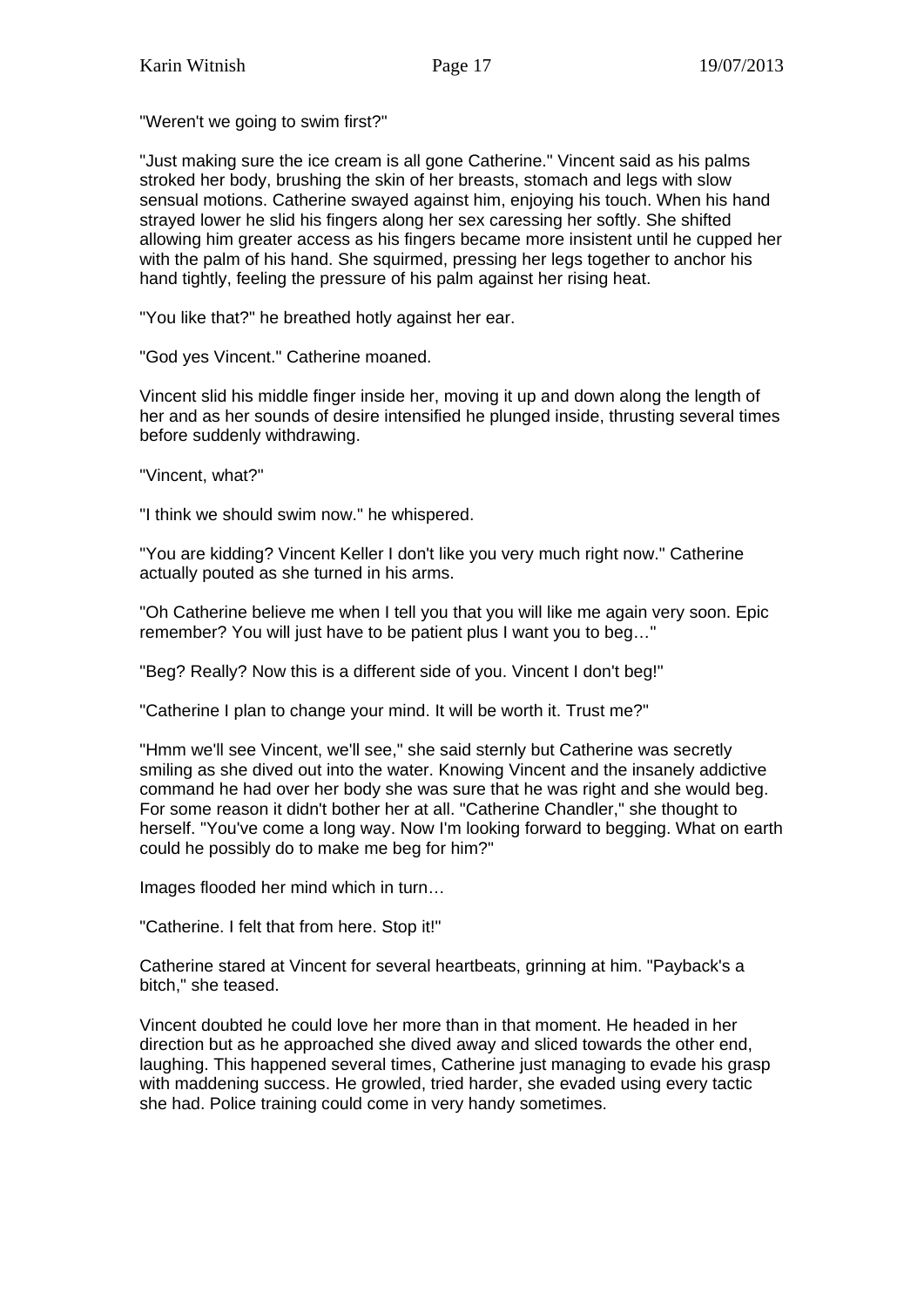"Weren't we going to swim first?"

"Just making sure the ice cream is all gone Catherine." Vincent said as his palms stroked her body, brushing the skin of her breasts, stomach and legs with slow sensual motions. Catherine swayed against him, enjoying his touch. When his hand strayed lower he slid his fingers along her sex caressing her softly. She shifted allowing him greater access as his fingers became more insistent until he cupped her with the palm of his hand. She squirmed, pressing her legs together to anchor his hand tightly, feeling the pressure of his palm against her rising heat.

"You like that?" he breathed hotly against her ear.

"God yes Vincent." Catherine moaned.

Vincent slid his middle finger inside her, moving it up and down along the length of her and as her sounds of desire intensified he plunged inside, thrusting several times before suddenly withdrawing.

"Vincent, what?"

"I think we should swim now." he whispered.

"You are kidding? Vincent Keller I don't like you very much right now." Catherine actually pouted as she turned in his arms.

"Oh Catherine believe me when I tell you that you will like me again very soon. Epic remember? You will just have to be patient plus I want you to beg…"

"Beg? Really? Now this is a different side of you. Vincent I don't beg!"

"Catherine I plan to change your mind. It will be worth it. Trust me?"

"Hmm we'll see Vincent, we'll see," she said sternly but Catherine was secretly smiling as she dived out into the water. Knowing Vincent and the insanely addictive command he had over her body she was sure that he was right and she would beg. For some reason it didn't bother her at all. "Catherine Chandler," she thought to herself. "You've come a long way. Now I'm looking forward to begging. What on earth could he possibly do to make me beg for him?"

Images flooded her mind which in turn…

"Catherine. I felt that from here. Stop it!"

Catherine stared at Vincent for several heartbeats, grinning at him. "Payback's a bitch," she teased.

Vincent doubted he could love her more than in that moment. He headed in her direction but as he approached she dived away and sliced towards the other end, laughing. This happened several times, Catherine just managing to evade his grasp with maddening success. He growled, tried harder, she evaded using every tactic she had. Police training could come in very handy sometimes.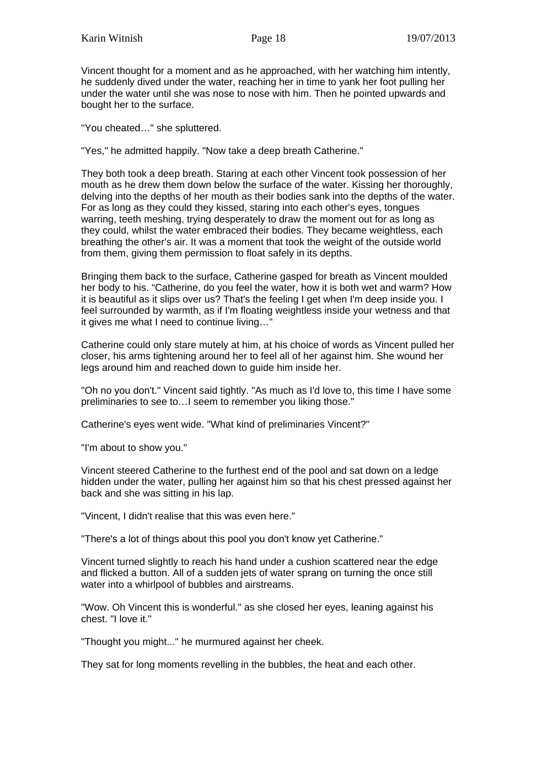Vincent thought for a moment and as he approached, with her watching him intently, he suddenly dived under the water, reaching her in time to yank her foot pulling her under the water until she was nose to nose with him. Then he pointed upwards and bought her to the surface.

"You cheated…" she spluttered.

"Yes," he admitted happily. "Now take a deep breath Catherine."

They both took a deep breath. Staring at each other Vincent took possession of her mouth as he drew them down below the surface of the water. Kissing her thoroughly, delving into the depths of her mouth as their bodies sank into the depths of the water. For as long as they could they kissed, staring into each other's eyes, tongues warring, teeth meshing, trying desperately to draw the moment out for as long as they could, whilst the water embraced their bodies. They became weightless, each breathing the other's air. It was a moment that took the weight of the outside world from them, giving them permission to float safely in its depths.

Bringing them back to the surface, Catherine gasped for breath as Vincent moulded her body to his. "Catherine, do you feel the water, how it is both wet and warm? How it is beautiful as it slips over us? That's the feeling I get when I'm deep inside you. I feel surrounded by warmth, as if I'm floating weightless inside your wetness and that it gives me what I need to continue living…"

Catherine could only stare mutely at him, at his choice of words as Vincent pulled her closer, his arms tightening around her to feel all of her against him. She wound her legs around him and reached down to guide him inside her.

"Oh no you don't." Vincent said tightly. "As much as I'd love to, this time I have some preliminaries to see to…I seem to remember you liking those."

Catherine's eyes went wide. "What kind of preliminaries Vincent?"

"I'm about to show you."

Vincent steered Catherine to the furthest end of the pool and sat down on a ledge hidden under the water, pulling her against him so that his chest pressed against her back and she was sitting in his lap.

"Vincent, I didn't realise that this was even here."

"There's a lot of things about this pool you don't know yet Catherine."

Vincent turned slightly to reach his hand under a cushion scattered near the edge and flicked a button. All of a sudden jets of water sprang on turning the once still water into a whirlpool of bubbles and airstreams.

"Wow. Oh Vincent this is wonderful." as she closed her eyes, leaning against his chest. "I love it."

"Thought you might..." he murmured against her cheek.

They sat for long moments revelling in the bubbles, the heat and each other.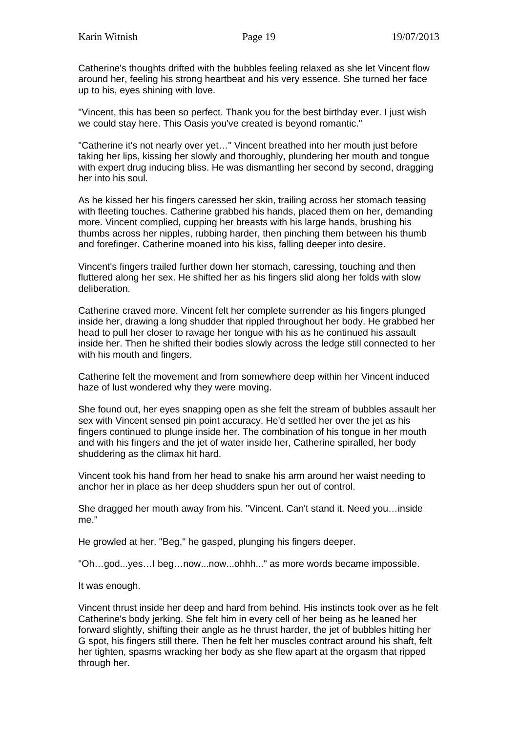Catherine's thoughts drifted with the bubbles feeling relaxed as she let Vincent flow around her, feeling his strong heartbeat and his very essence. She turned her face up to his, eyes shining with love.

"Vincent, this has been so perfect. Thank you for the best birthday ever. I just wish we could stay here. This Oasis you've created is beyond romantic."

"Catherine it's not nearly over yet…" Vincent breathed into her mouth just before taking her lips, kissing her slowly and thoroughly, plundering her mouth and tongue with expert drug inducing bliss. He was dismantling her second by second, dragging her into his soul.

As he kissed her his fingers caressed her skin, trailing across her stomach teasing with fleeting touches. Catherine grabbed his hands, placed them on her, demanding more. Vincent complied, cupping her breasts with his large hands, brushing his thumbs across her nipples, rubbing harder, then pinching them between his thumb and forefinger. Catherine moaned into his kiss, falling deeper into desire.

Vincent's fingers trailed further down her stomach, caressing, touching and then fluttered along her sex. He shifted her as his fingers slid along her folds with slow deliberation.

Catherine craved more. Vincent felt her complete surrender as his fingers plunged inside her, drawing a long shudder that rippled throughout her body. He grabbed her head to pull her closer to ravage her tongue with his as he continued his assault inside her. Then he shifted their bodies slowly across the ledge still connected to her with his mouth and fingers.

Catherine felt the movement and from somewhere deep within her Vincent induced haze of lust wondered why they were moving.

She found out, her eyes snapping open as she felt the stream of bubbles assault her sex with Vincent sensed pin point accuracy. He'd settled her over the jet as his fingers continued to plunge inside her. The combination of his tongue in her mouth and with his fingers and the jet of water inside her, Catherine spiralled, her body shuddering as the climax hit hard.

Vincent took his hand from her head to snake his arm around her waist needing to anchor her in place as her deep shudders spun her out of control.

She dragged her mouth away from his. "Vincent. Can't stand it. Need you…inside me."

He growled at her. "Beg," he gasped, plunging his fingers deeper.

"Oh…god...yes…I beg…now...now...ohhh..." as more words became impossible.

It was enough.

Vincent thrust inside her deep and hard from behind. His instincts took over as he felt Catherine's body jerking. She felt him in every cell of her being as he leaned her forward slightly, shifting their angle as he thrust harder, the jet of bubbles hitting her G spot, his fingers still there. Then he felt her muscles contract around his shaft, felt her tighten, spasms wracking her body as she flew apart at the orgasm that ripped through her.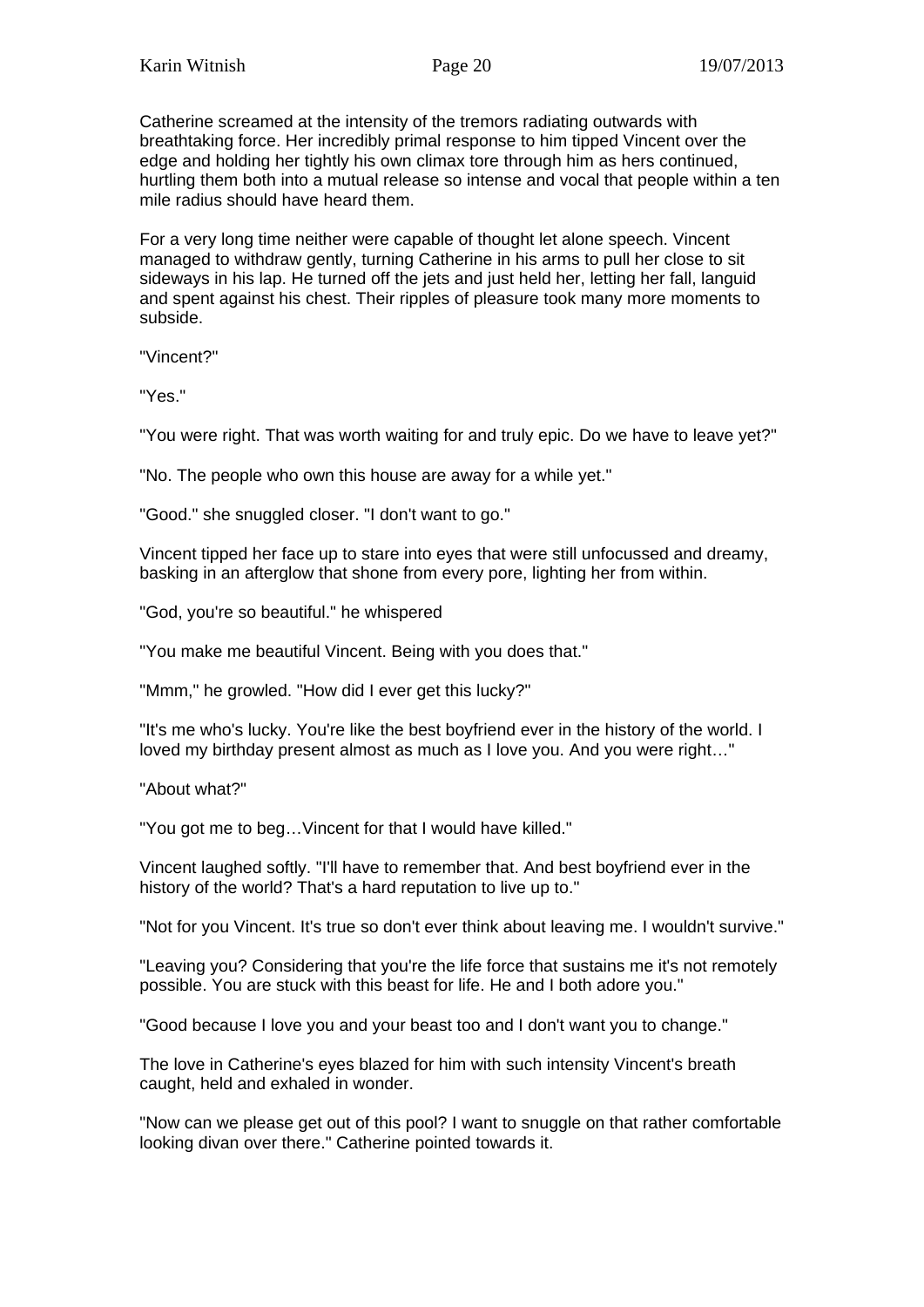Catherine screamed at the intensity of the tremors radiating outwards with breathtaking force. Her incredibly primal response to him tipped Vincent over the edge and holding her tightly his own climax tore through him as hers continued, hurtling them both into a mutual release so intense and vocal that people within a ten mile radius should have heard them.

For a very long time neither were capable of thought let alone speech. Vincent managed to withdraw gently, turning Catherine in his arms to pull her close to sit sideways in his lap. He turned off the jets and just held her, letting her fall, languid and spent against his chest. Their ripples of pleasure took many more moments to subside.

"Vincent?"

"Yes."

"You were right. That was worth waiting for and truly epic. Do we have to leave yet?"

"No. The people who own this house are away for a while yet."

"Good." she snuggled closer. "I don't want to go."

Vincent tipped her face up to stare into eyes that were still unfocussed and dreamy, basking in an afterglow that shone from every pore, lighting her from within.

"God, you're so beautiful." he whispered

"You make me beautiful Vincent. Being with you does that."

"Mmm," he growled. "How did I ever get this lucky?"

"It's me who's lucky. You're like the best boyfriend ever in the history of the world. I loved my birthday present almost as much as I love you. And you were right…"

"About what?"

"You got me to beg…Vincent for that I would have killed."

Vincent laughed softly. "I'll have to remember that. And best boyfriend ever in the history of the world? That's a hard reputation to live up to."

"Not for you Vincent. It's true so don't ever think about leaving me. I wouldn't survive."

"Leaving you? Considering that you're the life force that sustains me it's not remotely possible. You are stuck with this beast for life. He and I both adore you."

"Good because I love you and your beast too and I don't want you to change."

The love in Catherine's eyes blazed for him with such intensity Vincent's breath caught, held and exhaled in wonder.

"Now can we please get out of this pool? I want to snuggle on that rather comfortable looking divan over there." Catherine pointed towards it.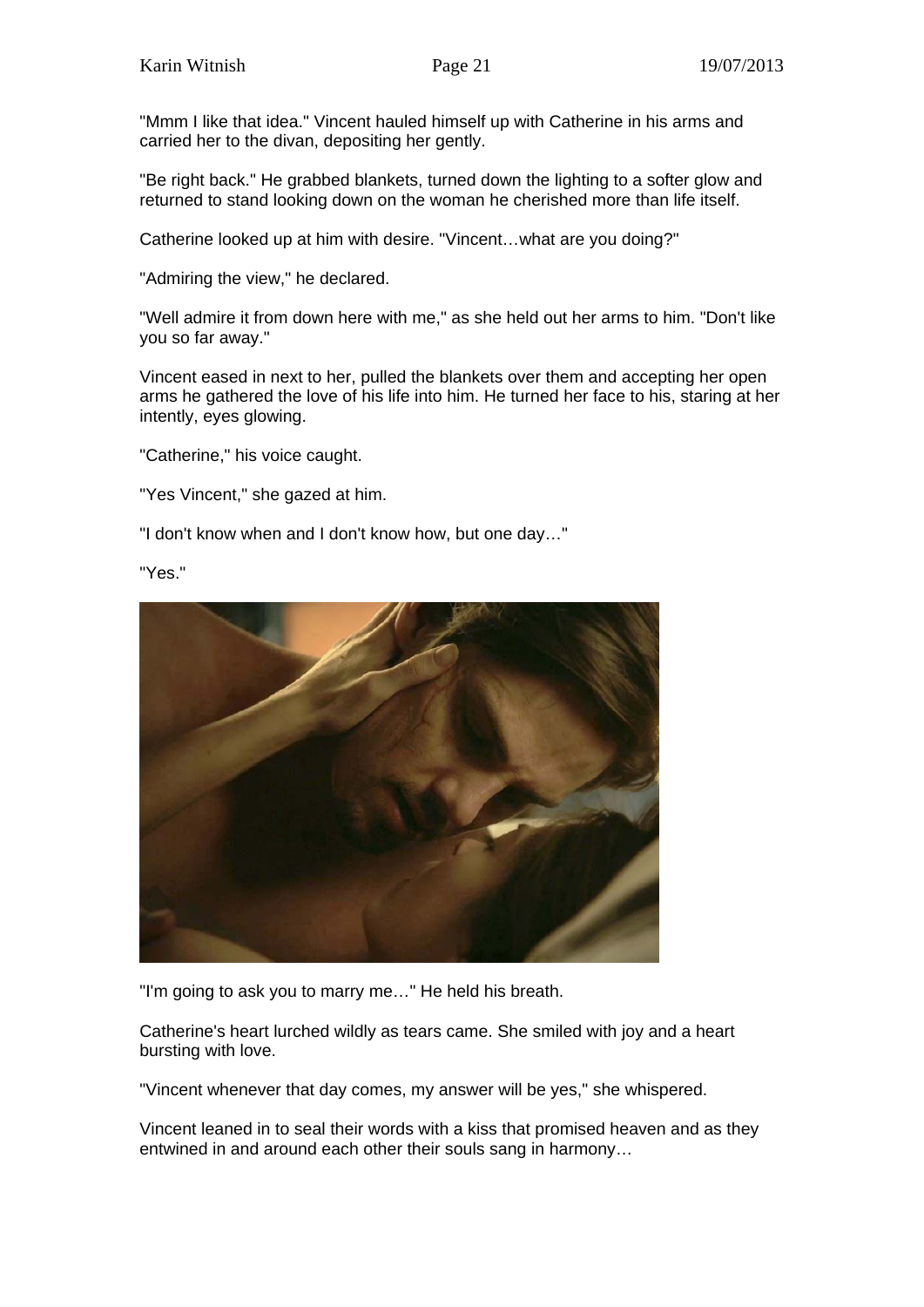"Mmm I like that idea." Vincent hauled himself up with Catherine in his arms and carried her to the divan, depositing her gently.

"Be right back." He grabbed blankets, turned down the lighting to a softer glow and returned to stand looking down on the woman he cherished more than life itself.

Catherine looked up at him with desire. "Vincent…what are you doing?"

"Admiring the view," he declared.

"Well admire it from down here with me," as she held out her arms to him. "Don't like you so far away."

Vincent eased in next to her, pulled the blankets over them and accepting her open arms he gathered the love of his life into him. He turned her face to his, staring at her intently, eyes glowing.

"Catherine," his voice caught.

"Yes Vincent," she gazed at him.

"I don't know when and I don't know how, but one day…"

"Yes."

"I'm going to ask you to marry me…" He held his breath.

Catherine's heart lurched wildly as tears came. She smiled with joy and a heart bursting with love.

"Vincent whenever that day comes, my answer will be yes," she whispered.

Vincent leaned in to seal their words with a kiss that promised heaven and as they entwined in and around each other their souls sang in harmony…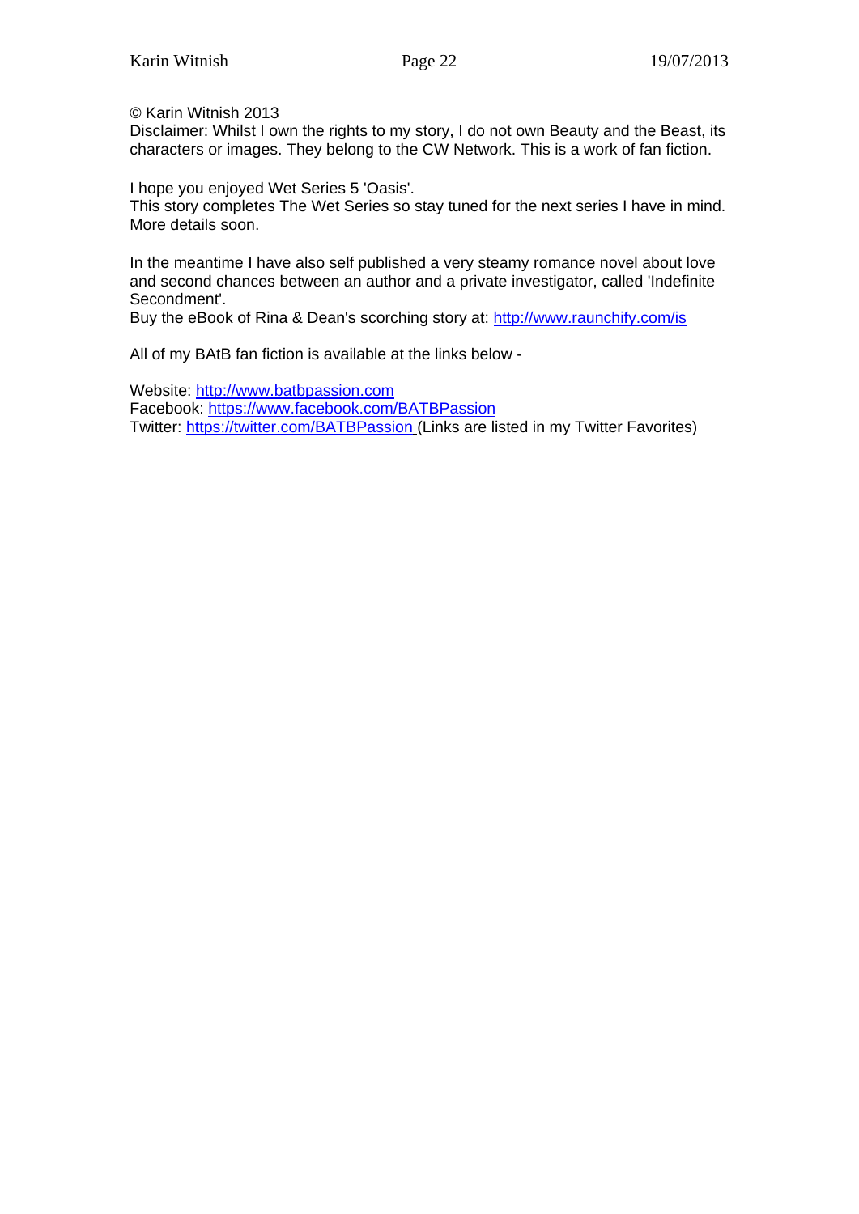© Karin Witnish 2013
Disclaimer: Whilst I own the rights to my story, I do not own Beauty and the Beast, its characters or images. They belong to the CW Network. This is a work of fan fiction.

I hope you enjoyed Wet Series 5 'Oasis'.
This story completes The Wet Series so stay tuned for the next series I have in mind. More details soon.

In the meantime I have also self published a very steamy romance novel about love and second chances between an author and a private investigator, called 'Indefinite Secondment'.
Buy the eBook of Rina & Dean's scorching story at: http://www.raunchify.com/is

All of my BAtB fan fiction is available at the links below -

Website: http://www.batbpassion.com
Facebook: https://www.facebook.com/BATBPassion
Twitter: https://twitter.com/BATBPassion (Links are listed in my Twitter Favorites)